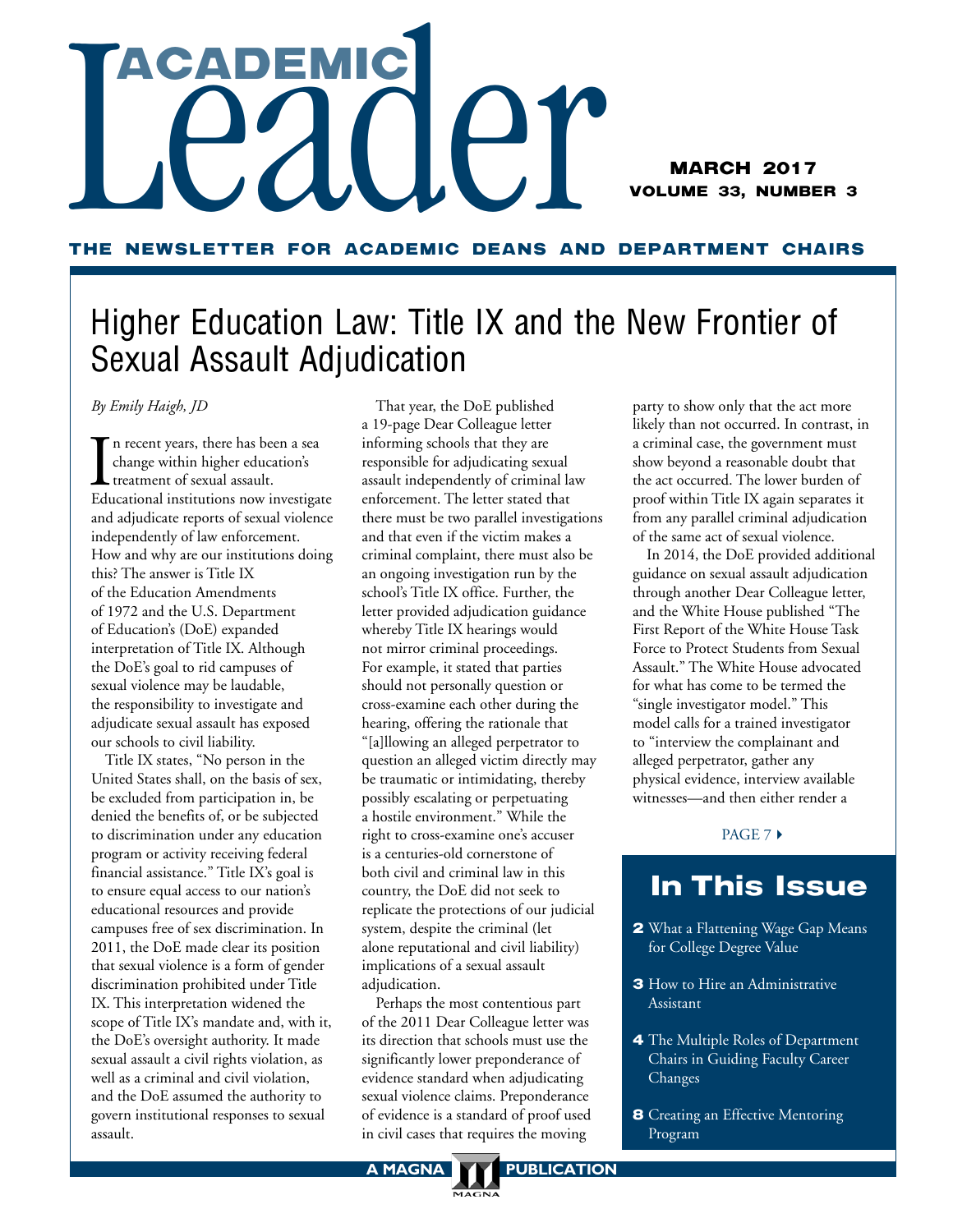# Academic Leader

**MARCH 2017**
**VOLUME 33, NUMBER 3**

**THE NEWSLETTER FOR ACADEMIC DEANS AND DEPARTMENT CHAIRS**

## Higher Education Law: Title IX and the New Frontier of Sexual Assault Adjudication

*By Emily Haigh, JD*

In recent years, there has been a sea change within higher education's treatment of sexual assault. Educational institutions now investigate and adjudicate reports of sexual violence independently of law enforcement. How and why are our institutions doing this? The answer is Title IX of the Education Amendments of 1972 and the U.S. Department of Education's (DoE) expanded interpretation of Title IX. Although the DoE's goal to rid campuses of sexual violence may be laudable, the responsibility to investigate and adjudicate sexual assault has exposed our schools to civil liability.

Title IX states, "No person in the United States shall, on the basis of sex, be excluded from participation in, be denied the benefits of, or be subjected to discrimination under any education program or activity receiving federal financial assistance." Title IX's goal is to ensure equal access to our nation's educational resources and provide campuses free of sex discrimination. In 2011, the DoE made clear its position that sexual violence is a form of gender discrimination prohibited under Title IX. This interpretation widened the scope of Title IX's mandate and, with it, the DoE's oversight authority. It made sexual assault a civil rights violation, as well as a criminal and civil violation, and the DoE assumed the authority to govern institutional responses to sexual assault.

That year, the DoE published a 19-page Dear Colleague letter informing schools that they are responsible for adjudicating sexual assault independently of criminal law enforcement. The letter stated that there must be two parallel investigations and that even if the victim makes a criminal complaint, there must also be an ongoing investigation run by the school's Title IX office. Further, the letter provided adjudication guidance whereby Title IX hearings would not mirror criminal proceedings. For example, it stated that parties should not personally question or cross-examine each other during the hearing, offering the rationale that "[a]llowing an alleged perpetrator to question an alleged victim directly may be traumatic or intimidating, thereby possibly escalating or perpetuating a hostile environment." While the right to cross-examine one's accuser is a centuries-old cornerstone of both civil and criminal law in this country, the DoE did not seek to replicate the protections of our judicial system, despite the criminal (let alone reputational and civil liability) implications of a sexual assault adjudication.

Perhaps the most contentious part of the 2011 Dear Colleague letter was its direction that schools must use the significantly lower preponderance of evidence standard when adjudicating sexual violence claims. Preponderance of evidence is a standard of proof used in civil cases that requires the moving party to show only that the act more likely than not occurred. In contrast, in a criminal case, the government must show beyond a reasonable doubt that the act occurred. The lower burden of proof within Title IX again separates it from any parallel criminal adjudication of the same act of sexual violence.

In 2014, the DoE provided additional guidance on sexual assault adjudication through another Dear Colleague letter, and the White House published "The First Report of the White House Task Force to Protect Students from Sexual Assault." The White House advocated for what has come to be termed the "single investigator model." This model calls for a trained investigator to "interview the complainant and alleged perpetrator, gather any physical evidence, interview available witnesses—and then either render a

PAGE 7 ▸

## In This Issue

- **2** What a Flattening Wage Gap Means for College Degree Value
- **3** How to Hire an Administrative Assistant
- **4** The Multiple Roles of Department Chairs in Guiding Faculty Career Changes
- **8** Creating an Effective Mentoring Program

A MAGNA PUBLICATION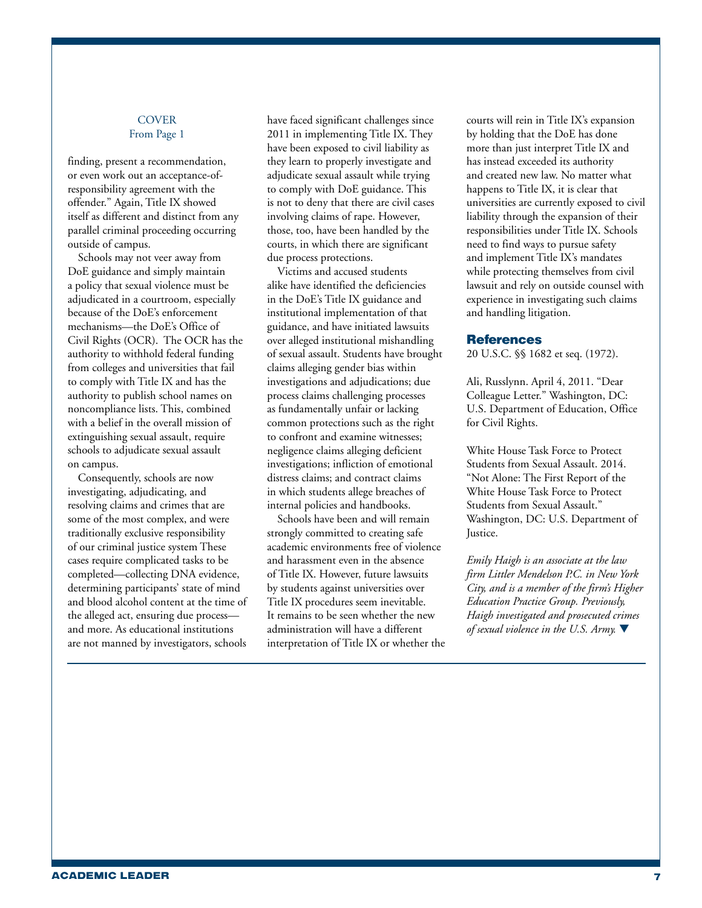COVER
From Page 1

finding, present a recommendation, or even work out an acceptance-of-responsibility agreement with the offender." Again, Title IX showed itself as different and distinct from any parallel criminal proceeding occurring outside of campus.

Schools may not veer away from DoE guidance and simply maintain a policy that sexual violence must be adjudicated in a courtroom, especially because of the DoE's enforcement mechanisms—the DoE's Office of Civil Rights (OCR). The OCR has the authority to withhold federal funding from colleges and universities that fail to comply with Title IX and has the authority to publish school names on noncompliance lists. This, combined with a belief in the overall mission of extinguishing sexual assault, require schools to adjudicate sexual assault on campus.

Consequently, schools are now investigating, adjudicating, and resolving claims and crimes that are some of the most complex, and were traditionally exclusive responsibility of our criminal justice system These cases require complicated tasks to be completed—collecting DNA evidence, determining participants' state of mind and blood alcohol content at the time of the alleged act, ensuring due process—and more. As educational institutions are not manned by investigators, schools have faced significant challenges since 2011 in implementing Title IX. They have been exposed to civil liability as they learn to properly investigate and adjudicate sexual assault while trying to comply with DoE guidance. This is not to deny that there are civil cases involving claims of rape. However, those, too, have been handled by the courts, in which there are significant due process protections.

Victims and accused students alike have identified the deficiencies in the DoE's Title IX guidance and institutional implementation of that guidance, and have initiated lawsuits over alleged institutional mishandling of sexual assault. Students have brought claims alleging gender bias within investigations and adjudications; due process claims challenging processes as fundamentally unfair or lacking common protections such as the right to confront and examine witnesses; negligence claims alleging deficient investigations; infliction of emotional distress claims; and contract claims in which students allege breaches of internal policies and handbooks.

Schools have been and will remain strongly committed to creating safe academic environments free of violence and harassment even in the absence of Title IX. However, future lawsuits by students against universities over Title IX procedures seem inevitable. It remains to be seen whether the new administration will have a different interpretation of Title IX or whether the courts will rein in Title IX's expansion by holding that the DoE has done more than just interpret Title IX and has instead exceeded its authority and created new law. No matter what happens to Title IX, it is clear that universities are currently exposed to civil liability through the expansion of their responsibilities under Title IX. Schools need to find ways to pursue safety and implement Title IX's mandates while protecting themselves from civil lawsuit and rely on outside counsel with experience in investigating such claims and handling litigation.

## References

20 U.S.C. §§ 1682 et seq. (1972).

Ali, Russlynn. April 4, 2011. "Dear Colleague Letter." Washington, DC: U.S. Department of Education, Office for Civil Rights.

White House Task Force to Protect Students from Sexual Assault. 2014. "Not Alone: The First Report of the White House Task Force to Protect Students from Sexual Assault." Washington, DC: U.S. Department of Justice.

*Emily Haigh is an associate at the law firm Littler Mendelson P.C. in New York City, and is a member of the firm's Higher Education Practice Group. Previously, Haigh investigated and prosecuted crimes of sexual violence in the U.S. Army.* ▼